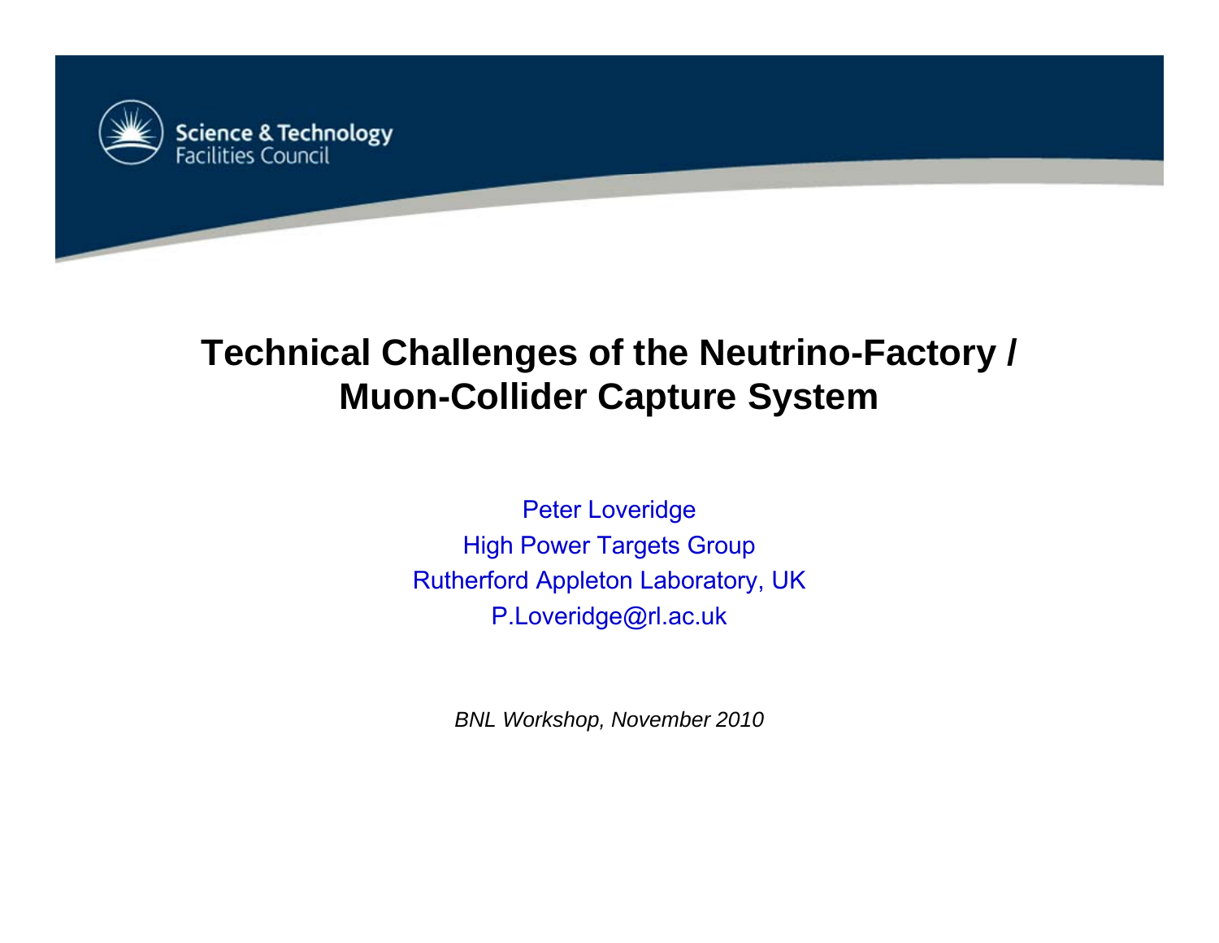Science & Technology
Facilities Council

# Technical Challenges of the Neutrino-Factory / Muon-Collider Capture System

Peter Loveridge
High Power Targets Group
Rutherford Appleton Laboratory, UK
P.Loveridge@rl.ac.uk

*BNL Workshop, November 2010*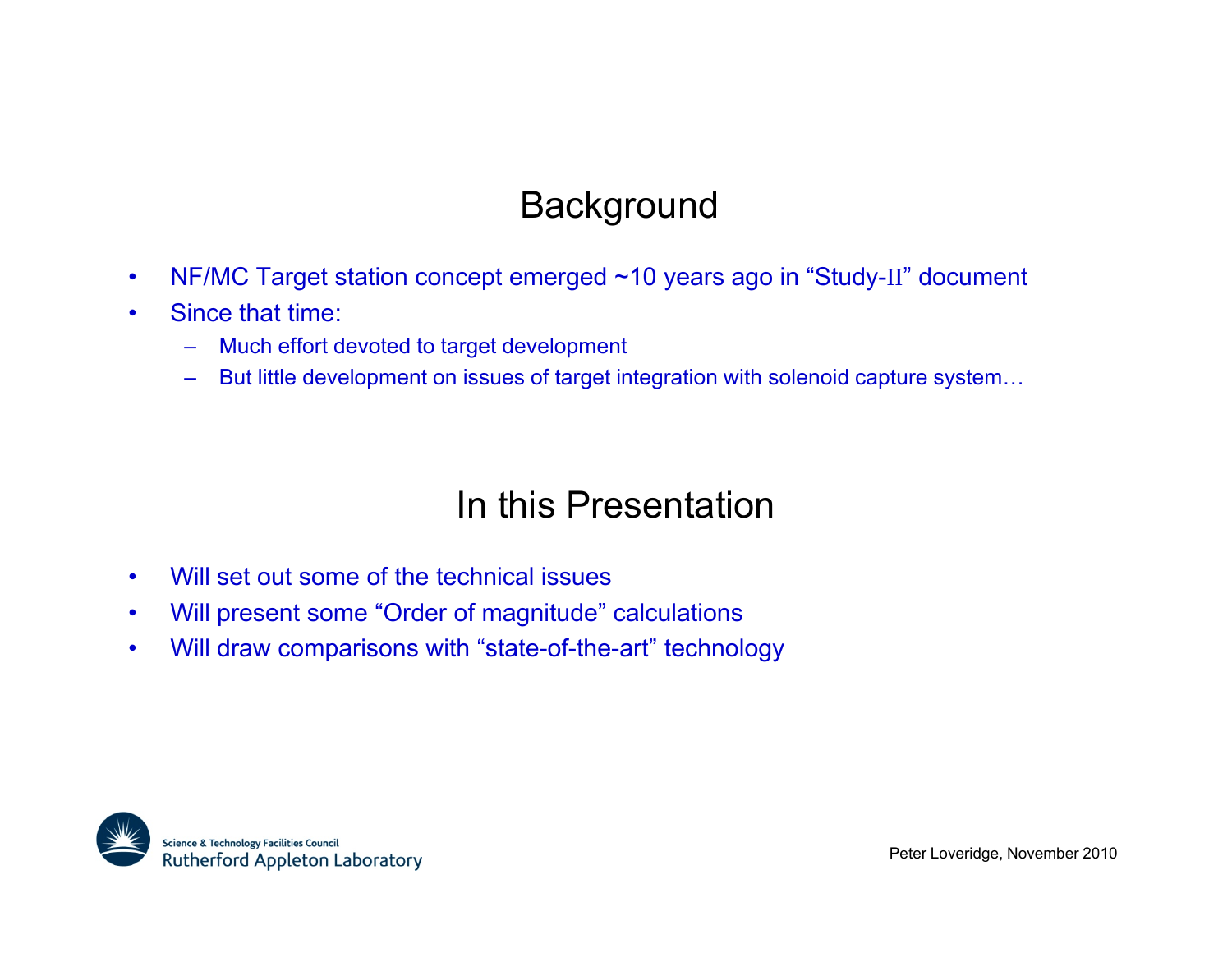## Background

- NF/MC Target station concept emerged ~10 years ago in "Study-II" document
- Since that time:
  - Much effort devoted to target development
  - But little development on issues of target integration with solenoid capture system…

## In this Presentation

- Will set out some of the technical issues
- Will present some "Order of magnitude" calculations
- Will draw comparisons with "state-of-the-art" technology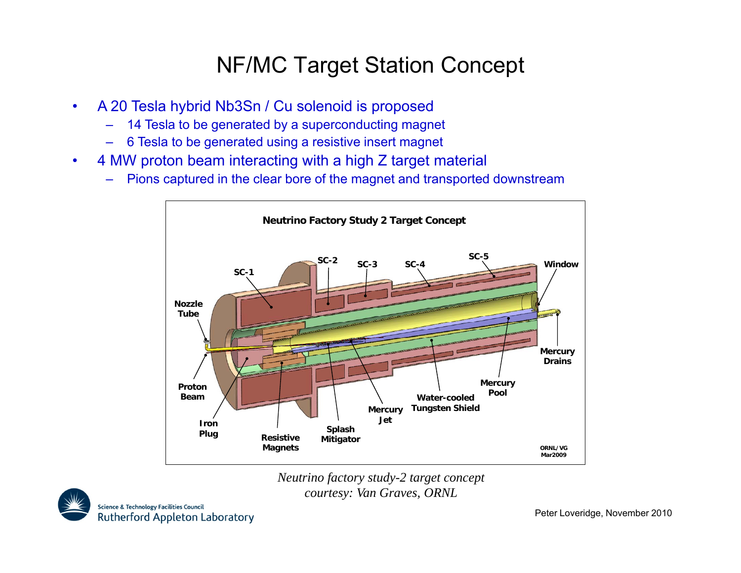# NF/MC Target Station Concept

- A 20 Tesla hybrid $Nb_3Sn$ / Cu solenoid is proposed
  - 14 Tesla to be generated by a superconducting magnet
  - 6 Tesla to be generated using a resistive insert magnet
- 4 MW proton beam interacting with a high Z target material
  - Pions captured in the clear bore of the magnet and transported downstream

*Neutrino factory study-2 target concept*
*courtesy: Van Graves, ORNL*

Peter Loveridge, November 2010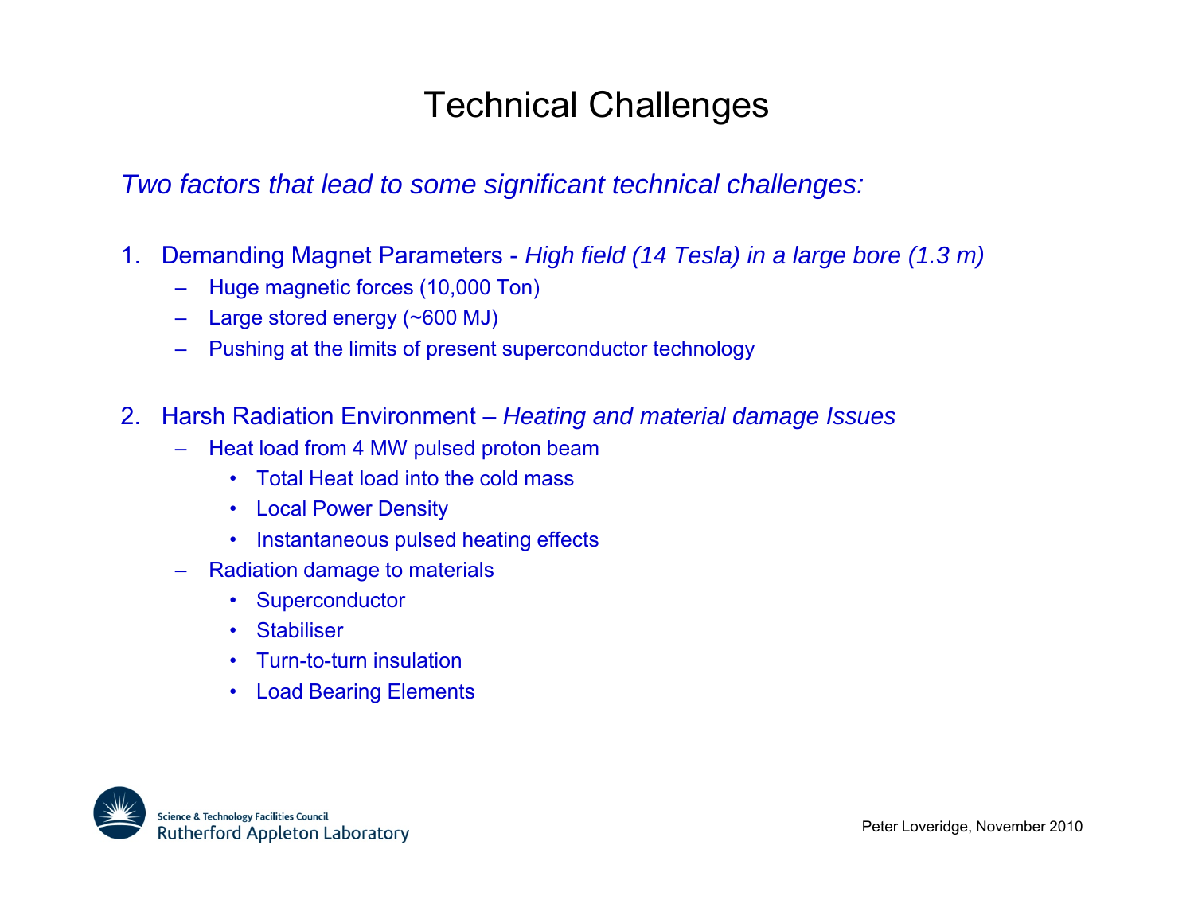# Technical Challenges

*Two factors that lead to some significant technical challenges:*

1. Demanding Magnet Parameters - *High field (14 Tesla) in a large bore (1.3 m)*
   - Huge magnetic forces (10,000 Ton)
   - Large stored energy (~600 MJ)
   - Pushing at the limits of present superconductor technology

2. Harsh Radiation Environment – *Heating and material damage Issues*
   - Heat load from 4 MW pulsed proton beam
     - Total Heat load into the cold mass
     - Local Power Density
     - Instantaneous pulsed heating effects
   - Radiation damage to materials
     - Superconductor
     - Stabiliser
     - Turn-to-turn insulation
     - Load Bearing Elements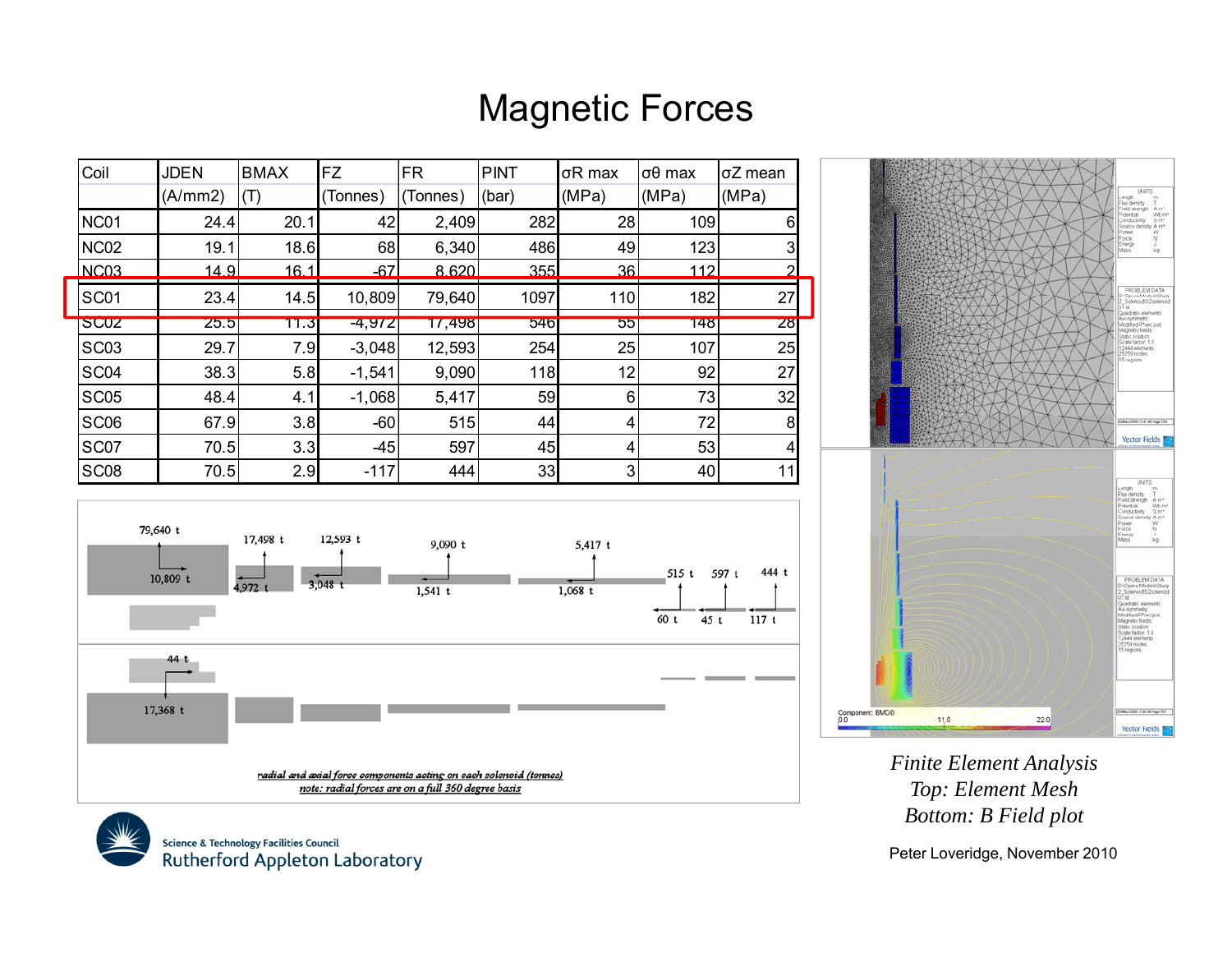# Magnetic Forces

| Coil | JDEN (A/mm2) | BMAX (T) | FZ (Tonnes) | FR (Tonnes) | PINT (bar) | σR max (MPa) | σθ max (MPa) | σZ mean (MPa) |
|---|---|---|---|---|---|---|---|---|
| NC01 | 24.4 | 20.1 | 42 | 2,409 | 282 | 28 | 109 | 6 |
| NC02 | 19.1 | 18.6 | 68 | 6,340 | 486 | 49 | 123 | 3 |
| NC03 | 14.9 | 16.1 | -67 | 8,620 | 355 | 36 | 112 | 2 |
| SC01 | 23.4 | 14.5 | 10,809 | 79,640 | 1097 | 110 | 182 | 27 |
| SC02 | 25.5 | 11.3 | -4,972 | 17,498 | 546 | 55 | 148 | 28 |
| SC03 | 29.7 | 7.9 | -3,048 | 12,593 | 254 | 25 | 107 | 25 |
| SC04 | 38.3 | 5.8 | -1,541 | 9,090 | 118 | 12 | 92 | 27 |
| SC05 | 48.4 | 4.1 | -1,068 | 5,417 | 59 | 6 | 73 | 32 |
| SC06 | 67.9 | 3.8 | -60 | 515 | 44 | 4 | 72 | 8 |
| SC07 | 70.5 | 3.3 | -45 | 597 | 45 | 4 | 53 | 4 |
| SC08 | 70.5 | 2.9 | -117 | 444 | 33 | 3 | 40 | 11 |

radial and axial force components acting on each solenoid (tonnes)
note: radial forces are on a full 360 degree basis

*Finite Element Analysis*
*Top: Element Mesh*
*Bottom: B Field plot*

Peter Loveridge, November 2010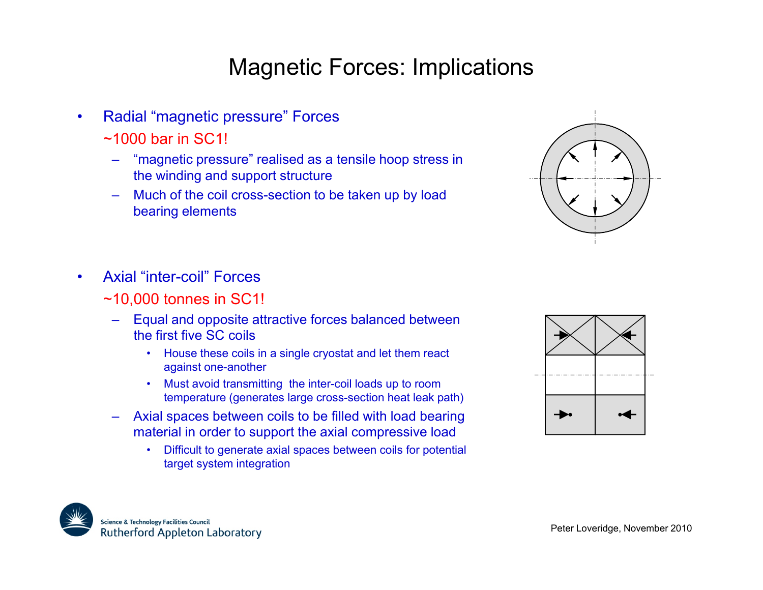# Magnetic Forces: Implications

- Radial "magnetic pressure" Forces

  ~1000 bar in SC1!

  – "magnetic pressure" realised as a tensile hoop stress in the winding and support structure

  – Much of the coil cross-section to be taken up by load bearing elements

- Axial "inter-coil" Forces

  ~10,000 tonnes in SC1!

  – Equal and opposite attractive forces balanced between the first five SC coils

    - House these coils in a single cryostat and let them react against one-another
    - Must avoid transmitting the inter-coil loads up to room temperature (generates large cross-section heat leak path)

  – Axial spaces between coils to be filled with load bearing material in order to support the axial compressive load

    - Difficult to generate axial spaces between coils for potential target system integration

Peter Loveridge, November 2010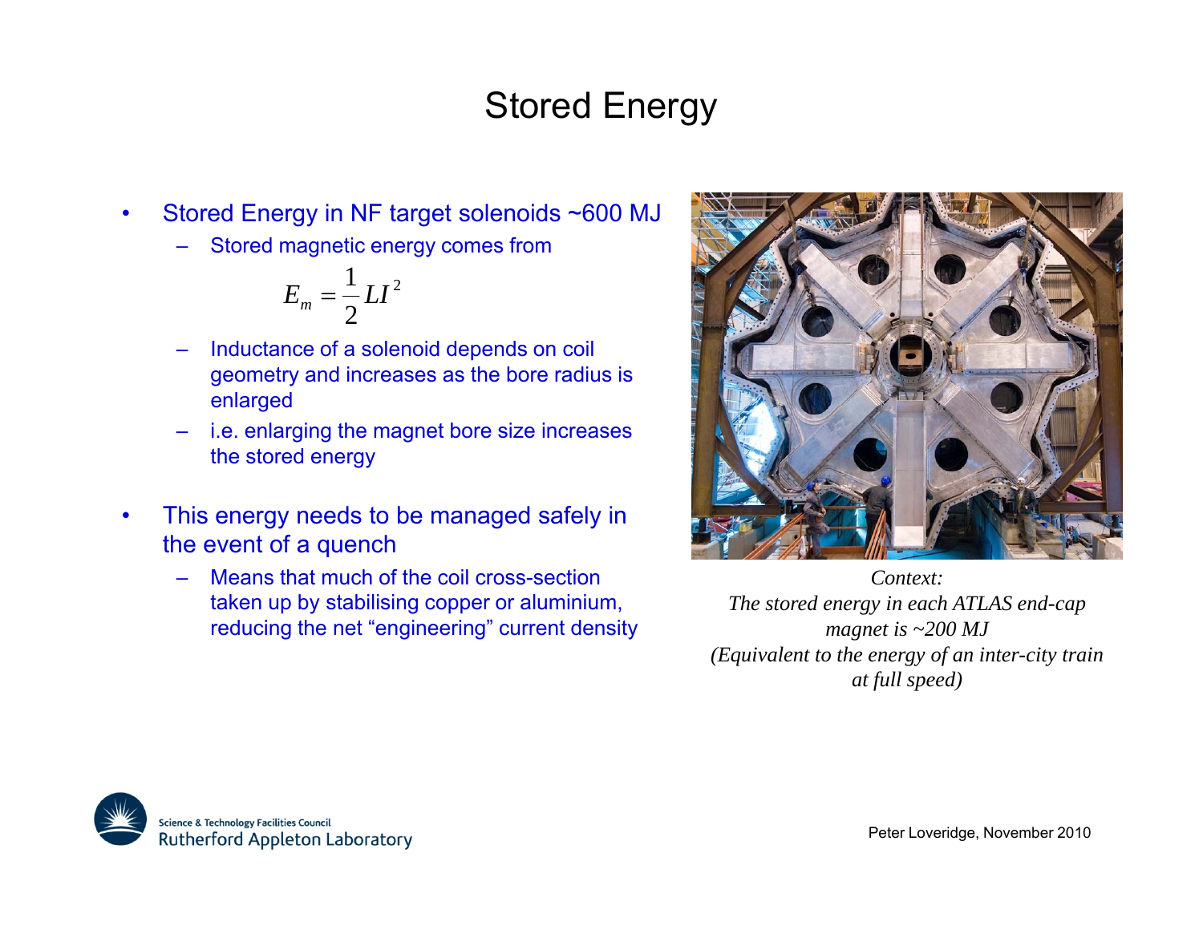# Stored Energy

- Stored Energy in NF target solenoids ~600 MJ
  - Stored magnetic energy comes from

$$E_m = \frac{1}{2} L I^2$$

  - Inductance of a solenoid depends on coil geometry and increases as the bore radius is enlarged
  - i.e. enlarging the magnet bore size increases the stored energy

- This energy needs to be managed safely in the event of a quench
  - Means that much of the coil cross-section taken up by stabilising copper or aluminium, reducing the net "engineering" current density

*Context:*
*The stored energy in each ATLAS end-cap magnet is ~200 MJ*
*(Equivalent to the energy of an inter-city train at full speed)*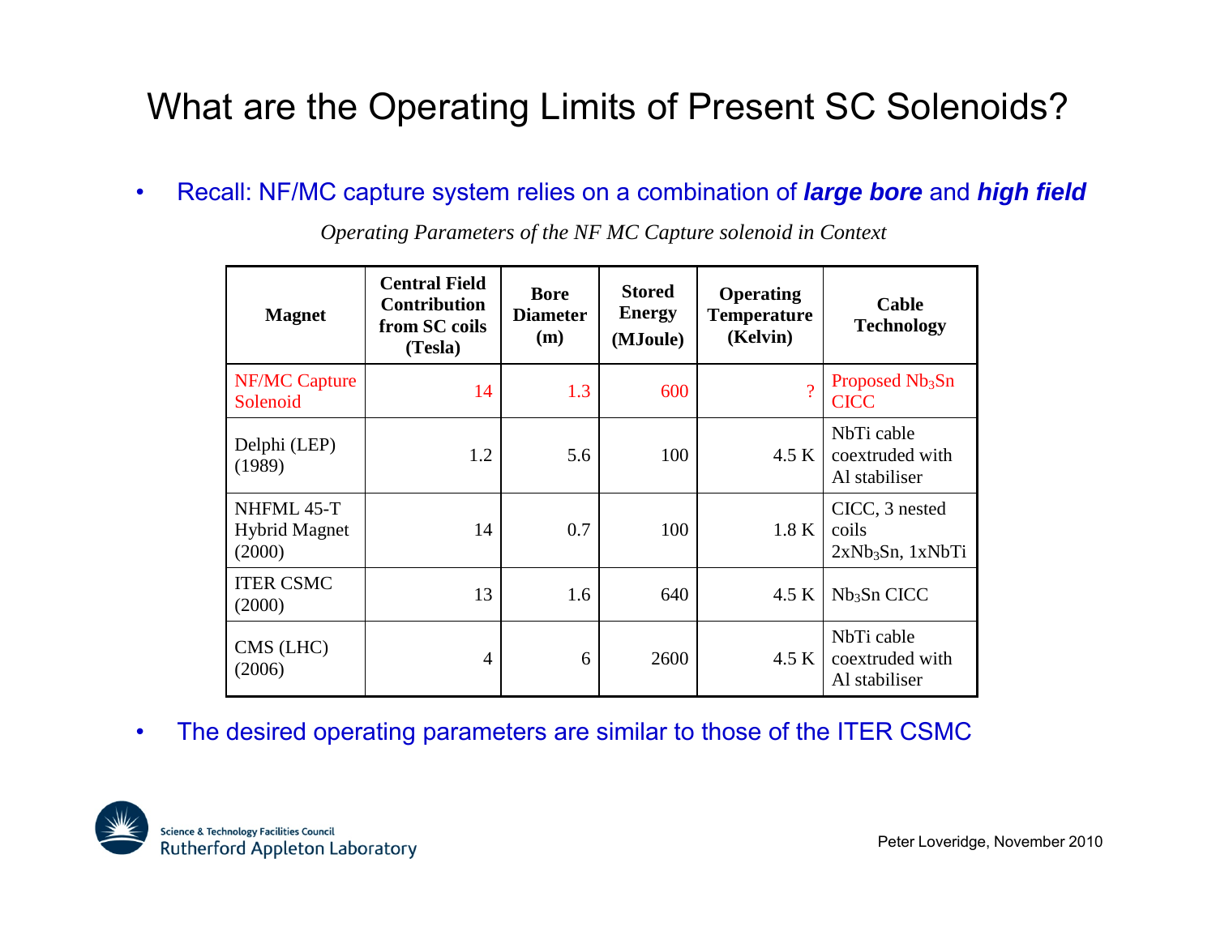# What are the Operating Limits of Present SC Solenoids?

- Recall: NF/MC capture system relies on a combination of ***large bore*** and ***high field***

*Operating Parameters of the NF MC Capture solenoid in Context*

| Magnet | Central Field Contribution from SC coils (Tesla) | Bore Diameter (m) | Stored Energy (MJoule) | Operating Temperature (Kelvin) | Cable Technology |
|---|---|---|---|---|---|
| NF/MC Capture Solenoid | 14 | 1.3 | 600 | ? | Proposed $Nb_3Sn$ CICC |
| Delphi (LEP) (1989) | 1.2 | 5.6 | 100 | 4.5 K | NbTi cable coextruded with Al stabiliser |
| NHFML 45-T Hybrid Magnet (2000) | 14 | 0.7 | 100 | 1.8 K | CICC, 3 nested coils $2xNb_3Sn$, 1xNbTi |
| ITER CSMC (2000) | 13 | 1.6 | 640 | 4.5 K | $Nb_3Sn$ CICC |
| CMS (LHC) (2006) | 4 | 6 | 2600 | 4.5 K | NbTi cable coextruded with Al stabiliser |

- The desired operating parameters are similar to those of the ITER CSMC

Science & Technology Facilities Council
Rutherford Appleton Laboratory

Peter Loveridge, November 2010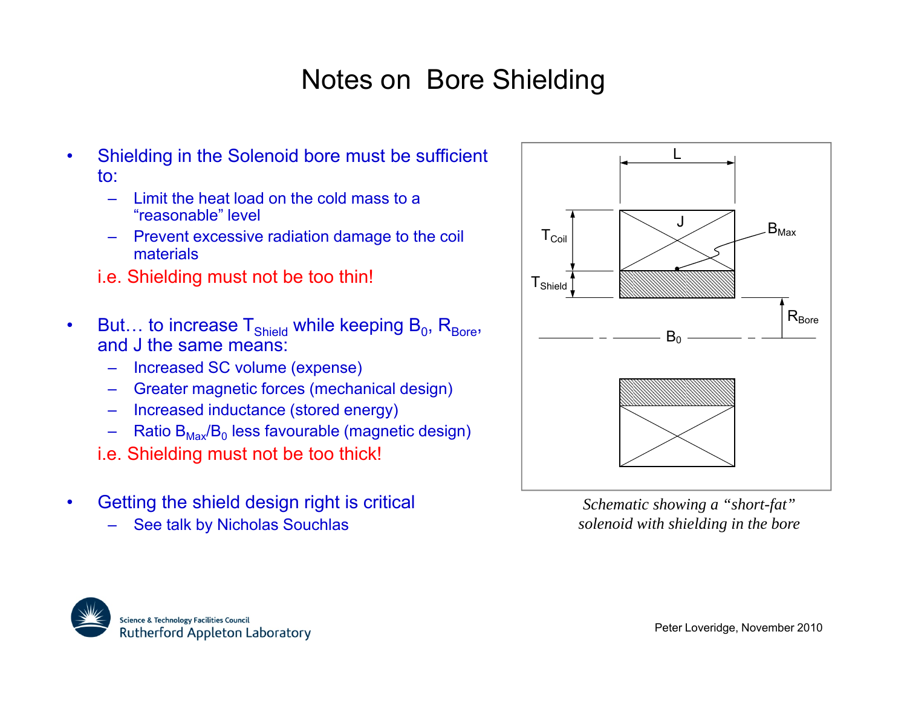# Notes on Bore Shielding

- Shielding in the Solenoid bore must be sufficient to:
  - Limit the heat load on the cold mass to a "reasonable" level
  - Prevent excessive radiation damage to the coil materials

  i.e. Shielding must not be too thin!

- But… to increase $T_{Shield}$ while keeping $B_0$, $R_{Bore}$, and J the same means:
  - Increased SC volume (expense)
  - Greater magnetic forces (mechanical design)
  - Increased inductance (stored energy)
  - Ratio $B_{Max}/B_0$ less favourable (magnetic design)

  i.e. Shielding must not be too thick!

- Getting the shield design right is critical
  - See talk by Nicholas Souchlas

*Schematic showing a "short-fat" solenoid with shielding in the bore*

Peter Loveridge, November 2010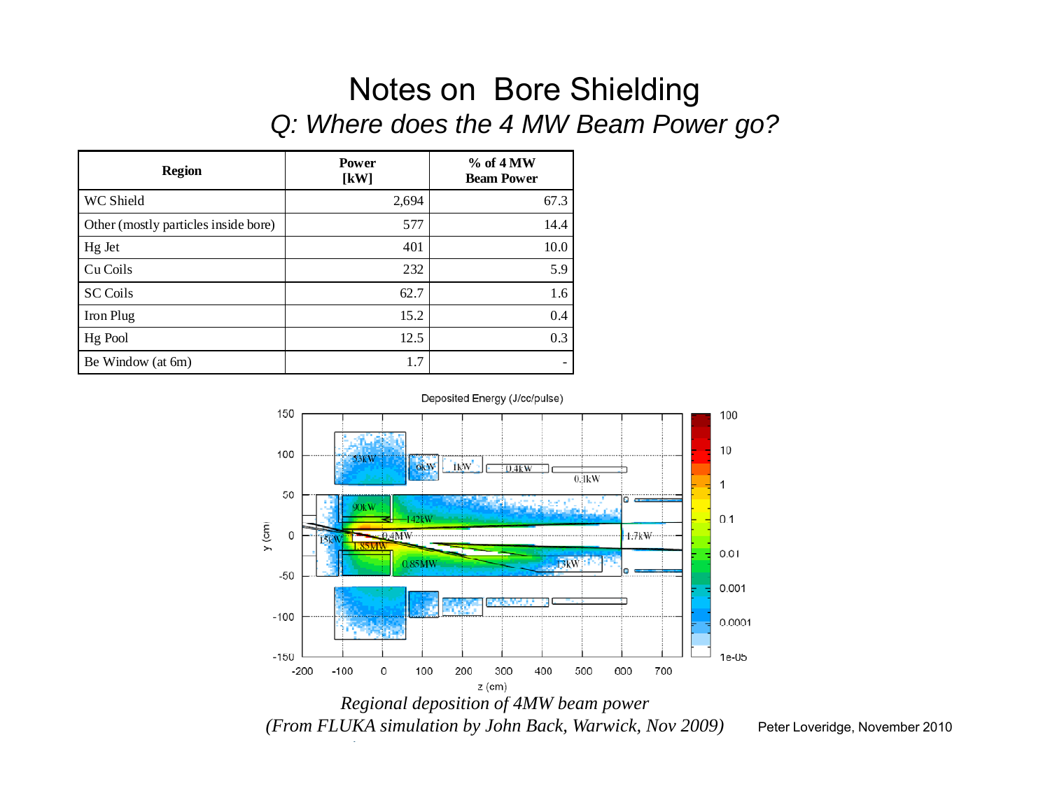# Notes on Bore Shielding

*Q: Where does the 4 MW Beam Power go?*

| Region | Power [kW] | % of 4 MW Beam Power |
|---|---|---|
| WC Shield | 2,694 | 67.3 |
| Other (mostly particles inside bore) | 577 | 14.4 |
| Hg Jet | 401 | 10.0 |
| Cu Coils | 232 | 5.9 |
| SC Coils | 62.7 | 1.6 |
| Iron Plug | 15.2 | 0.4 |
| Hg Pool | 12.5 | 0.3 |
| Be Window (at 6m) | 1.7 | - |

*Regional deposition of 4MW beam power*

*(From FLUKA simulation by John Back, Warwick, Nov 2009)*

Peter Loveridge, November 2010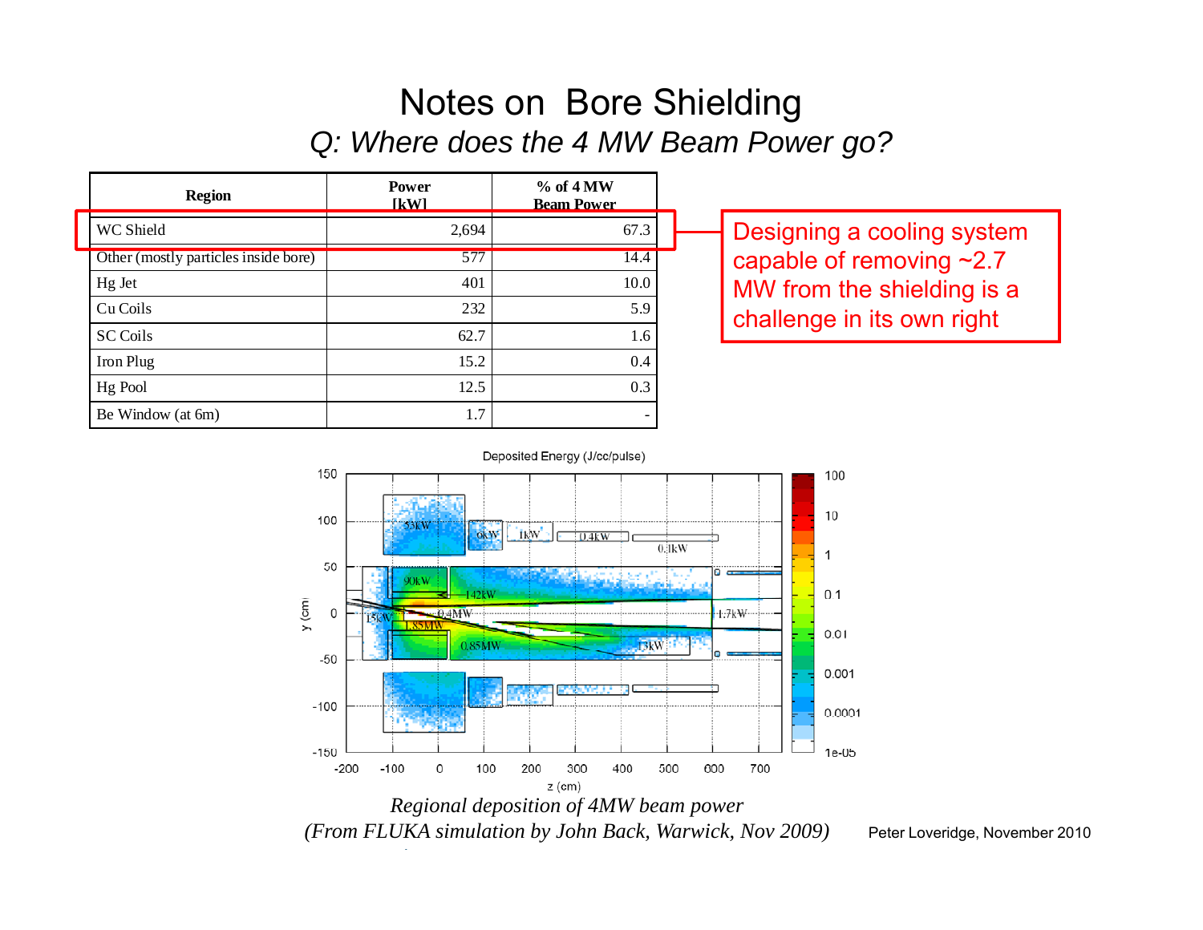# Notes on Bore Shielding

*Q: Where does the 4 MW Beam Power go?*

| Region | Power [kW] | % of 4 MW Beam Power |
|---|---|---|
| WC Shield | 2,694 | 67.3 |
| Other (mostly particles inside bore) | 577 | 14.4 |
| Hg Jet | 401 | 10.0 |
| Cu Coils | 232 | 5.9 |
| SC Coils | 62.7 | 1.6 |
| Iron Plug | 15.2 | 0.4 |
| Hg Pool | 12.5 | 0.3 |
| Be Window (at 6m) | 1.7 | - |

Designing a cooling system capable of removing ~2.7 MW from the shielding is a challenge in its own right

*Regional deposition of 4MW beam power*

*(From FLUKA simulation by John Back, Warwick, Nov 2009)*

Peter Loveridge, November 2010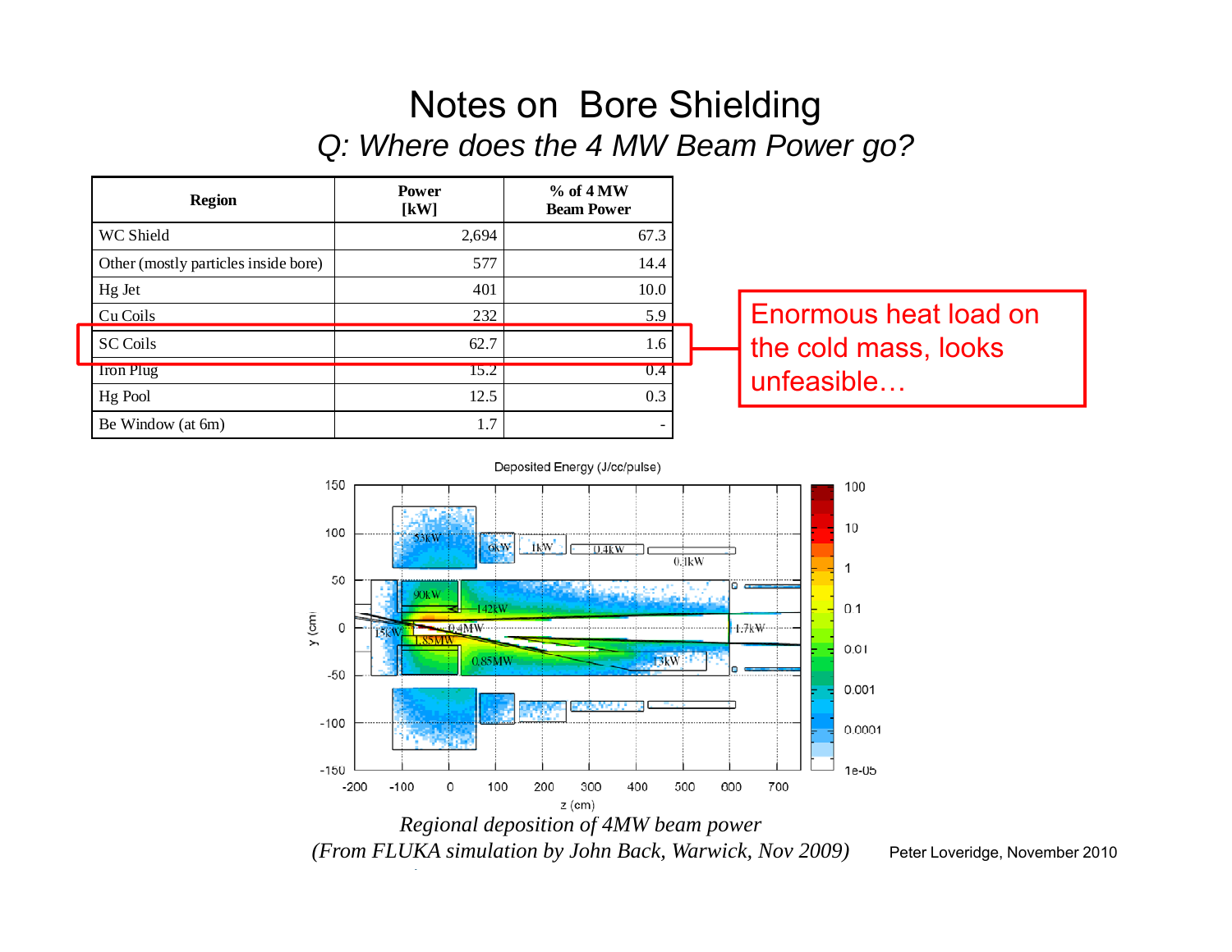# Notes on Bore Shielding

*Q: Where does the 4 MW Beam Power go?*

| Region | Power [kW] | % of 4 MW Beam Power |
|---|---|---|
| WC Shield | 2,694 | 67.3 |
| Other (mostly particles inside bore) | 577 | 14.4 |
| Hg Jet | 401 | 10.0 |
| Cu Coils | 232 | 5.9 |
| SC Coils | 62.7 | 1.6 |
| Iron Plug | 15.2 | 0.4 |
| Hg Pool | 12.5 | 0.3 |
| Be Window (at 6m) | 1.7 | - |

Enormous heat load on the cold mass, looks unfeasible…

*Regional deposition of 4MW beam power*
*(From FLUKA simulation by John Back, Warwick, Nov 2009)*

Peter Loveridge, November 2010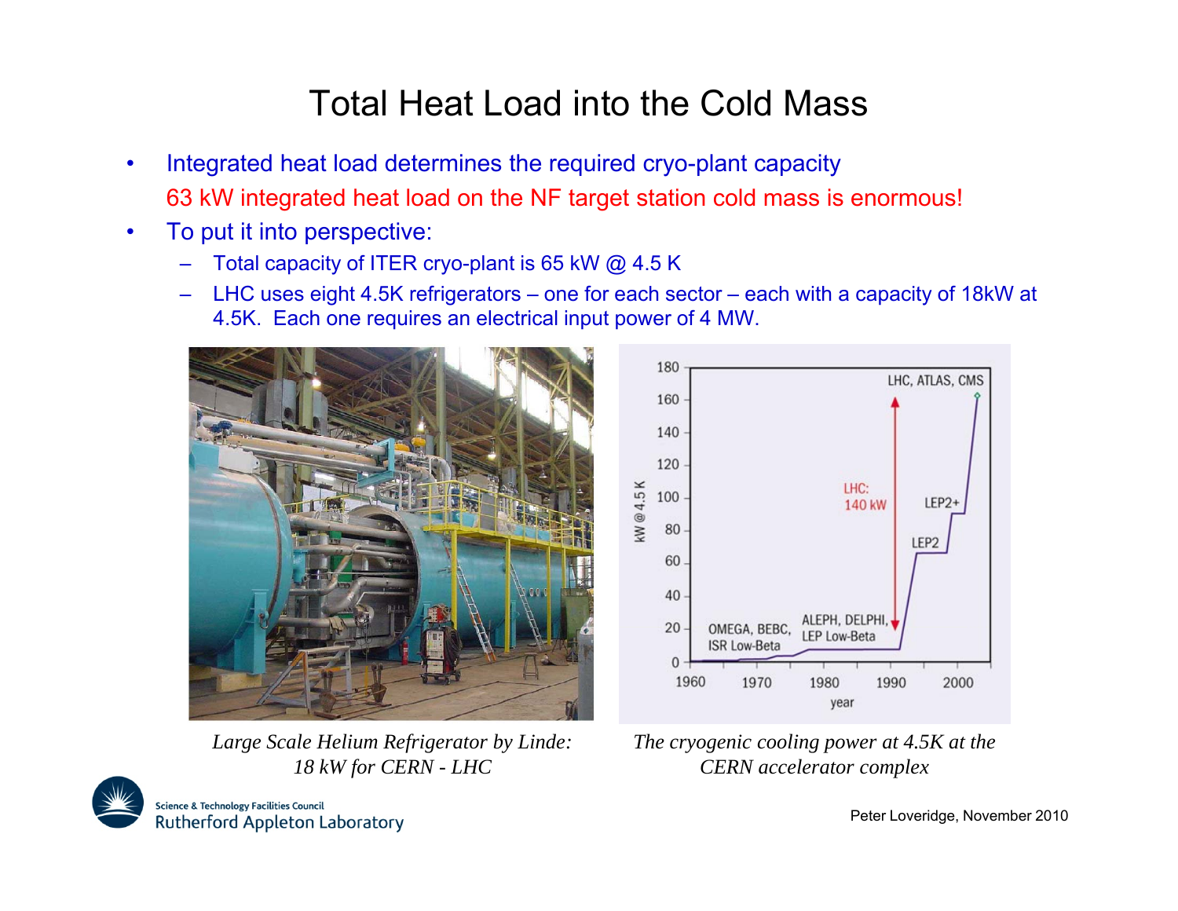# Total Heat Load into the Cold Mass

- Integrated heat load determines the required cryo-plant capacity

  63 kW integrated heat load on the NF target station cold mass is enormous!

- To put it into perspective:
  - Total capacity of ITER cryo-plant is 65 kW @ 4.5 K
  - LHC uses eight 4.5K refrigerators – one for each sector – each with a capacity of 18kW at 4.5K. Each one requires an electrical input power of 4 MW.

*Large Scale Helium Refrigerator by Linde: 18 kW for CERN - LHC*

*The cryogenic cooling power at 4.5K at the CERN accelerator complex*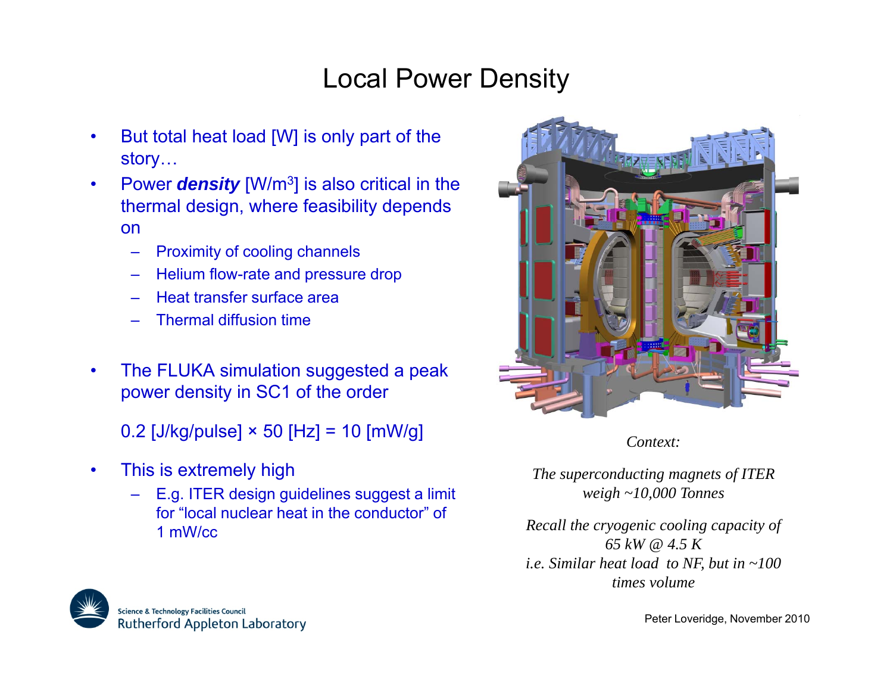# Local Power Density

- But total heat load [W] is only part of the story…
- Power ***density*** [W/m$^3$] is also critical in the thermal design, where feasibility depends on
  - Proximity of cooling channels
  - Helium flow-rate and pressure drop
  - Heat transfer surface area
  - Thermal diffusion time
- The FLUKA simulation suggested a peak power density in SC1 of the order

  0.2 [J/kg/pulse] × 50 [Hz] = 10 [mW/g]

- This is extremely high
  - E.g. ITER design guidelines suggest a limit for "local nuclear heat in the conductor" of 1 mW/cc

*Context:*

*The superconducting magnets of ITER weigh ~10,000 Tonnes*

*Recall the cryogenic cooling capacity of 65 kW @ 4.5 K*
*i.e. Similar heat load to NF, but in ~100 times volume*

Peter Loveridge, November 2010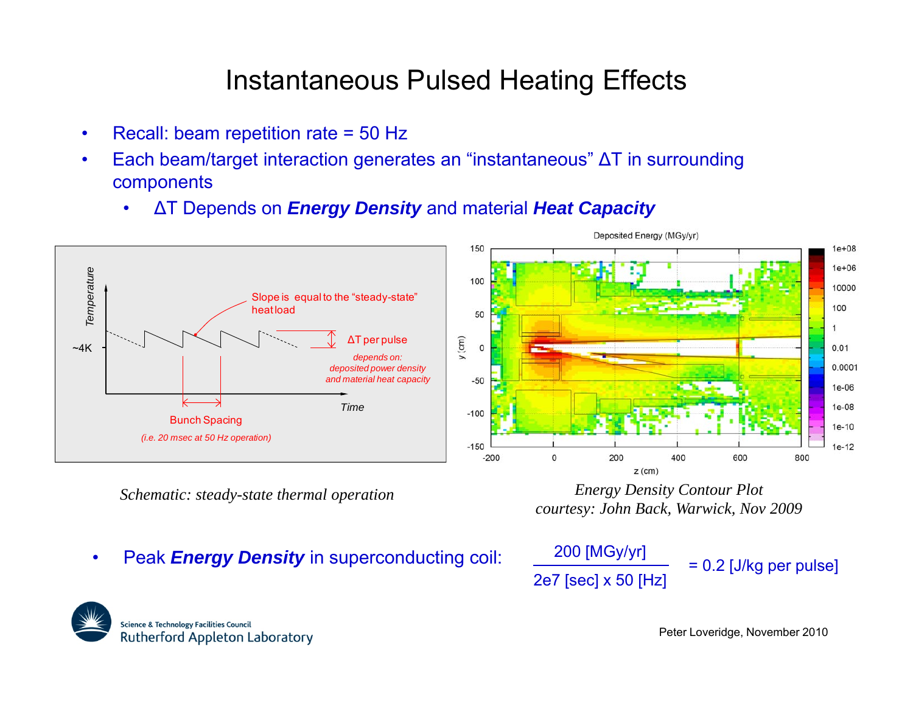# Instantaneous Pulsed Heating Effects

- Recall: beam repetition rate = 50 Hz
- Each beam/target interaction generates an "instantaneous" $\Delta T$ in surrounding components
  - $\Delta T$ Depends on ***Energy Density*** and material ***Heat Capacity***

Temperature

~4K

Slope is equal to the "steady-state" heatload

$\Delta T$ per pulse

*depends on: deposited power density and material heat capacity*

Time

Bunch Spacing

*(i.e. 20 msec at 50 Hz operation)*

*Schematic: steady-state thermal operation*

Deposited Energy (MGy/yr)

*Energy Density Contour Plot*
*courtesy: John Back, Warwick, Nov 2009*

- Peak ***Energy Density*** in superconducting coil: $\dfrac{200\ [\text{MGy/yr}]}{2e7\ [\text{sec}] \times 50\ [\text{Hz}]} = 0.2\ [\text{J/kg per pulse}]$

Science & Technology Facilities Council
Rutherford Appleton Laboratory

Peter Loveridge, November 2010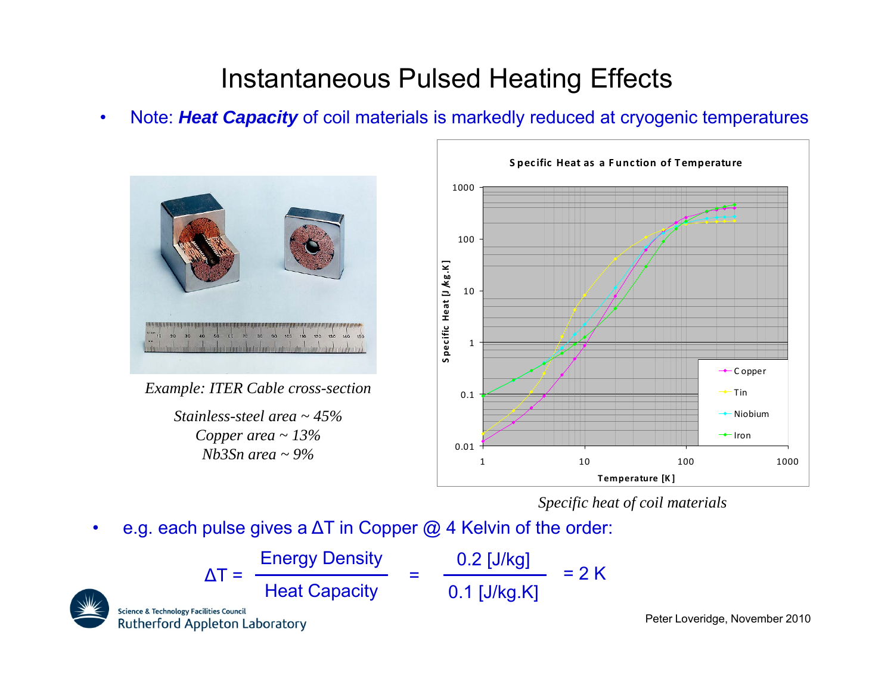# Instantaneous Pulsed Heating Effects

- Note: ***Heat Capacity*** of coil materials is markedly reduced at cryogenic temperatures

*Example: ITER Cable cross-section*

*Stainless-steel area ~ 45%*
*Copper area ~ 13%*
*Nb3Sn area ~ 9%*

**Specific Heat as a Function of Temperature**

*Specific heat of coil materials*

- e.g. each pulse gives a ΔT in Copper @ 4 Kelvin of the order:

$$\Delta T = \frac{\text{Energy Density}}{\text{Heat Capacity}} = \frac{0.2\ [\text{J/kg}]}{0.1\ [\text{J/kg.K}]} = 2\ \text{K}$$

Science & Technology Facilities Council
Rutherford Appleton Laboratory

Peter Loveridge, November 2010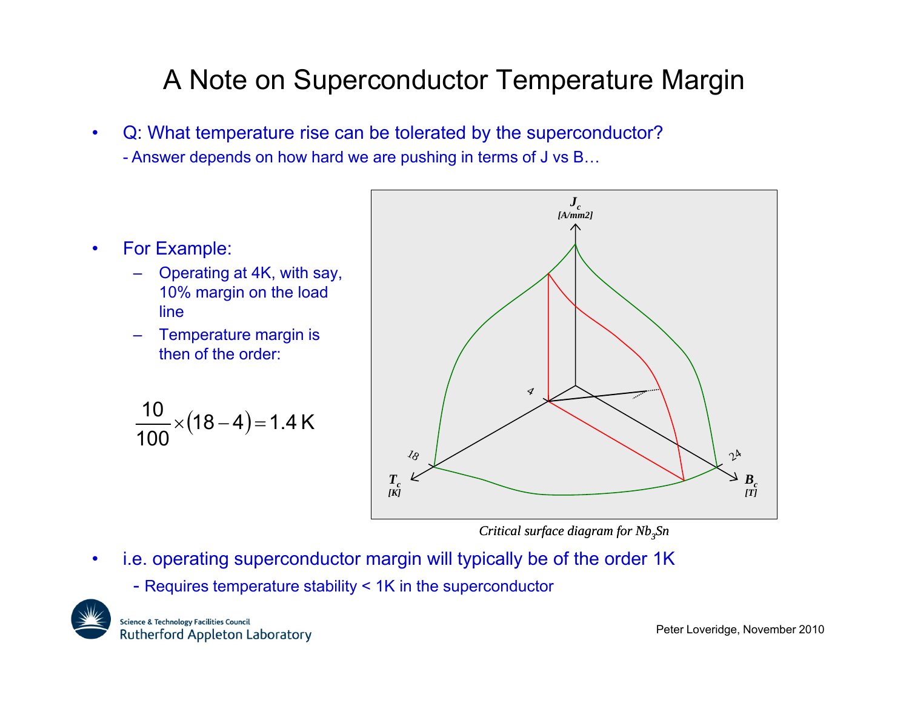# A Note on Superconductor Temperature Margin

- Q: What temperature rise can be tolerated by the superconductor?
  - Answer depends on how hard we are pushing in terms of J vs B…

- For Example:
  - Operating at 4K, with say, 10% margin on the load line
  - Temperature margin is then of the order:

$$\frac{10}{100} \times (18 - 4) = 1.4\,\text{K}$$

*Critical surface diagram for $Nb_3Sn$*

- i.e. operating superconductor margin will typically be of the order 1K
  - Requires temperature stability < 1K in the superconductor

Peter Loveridge, November 2010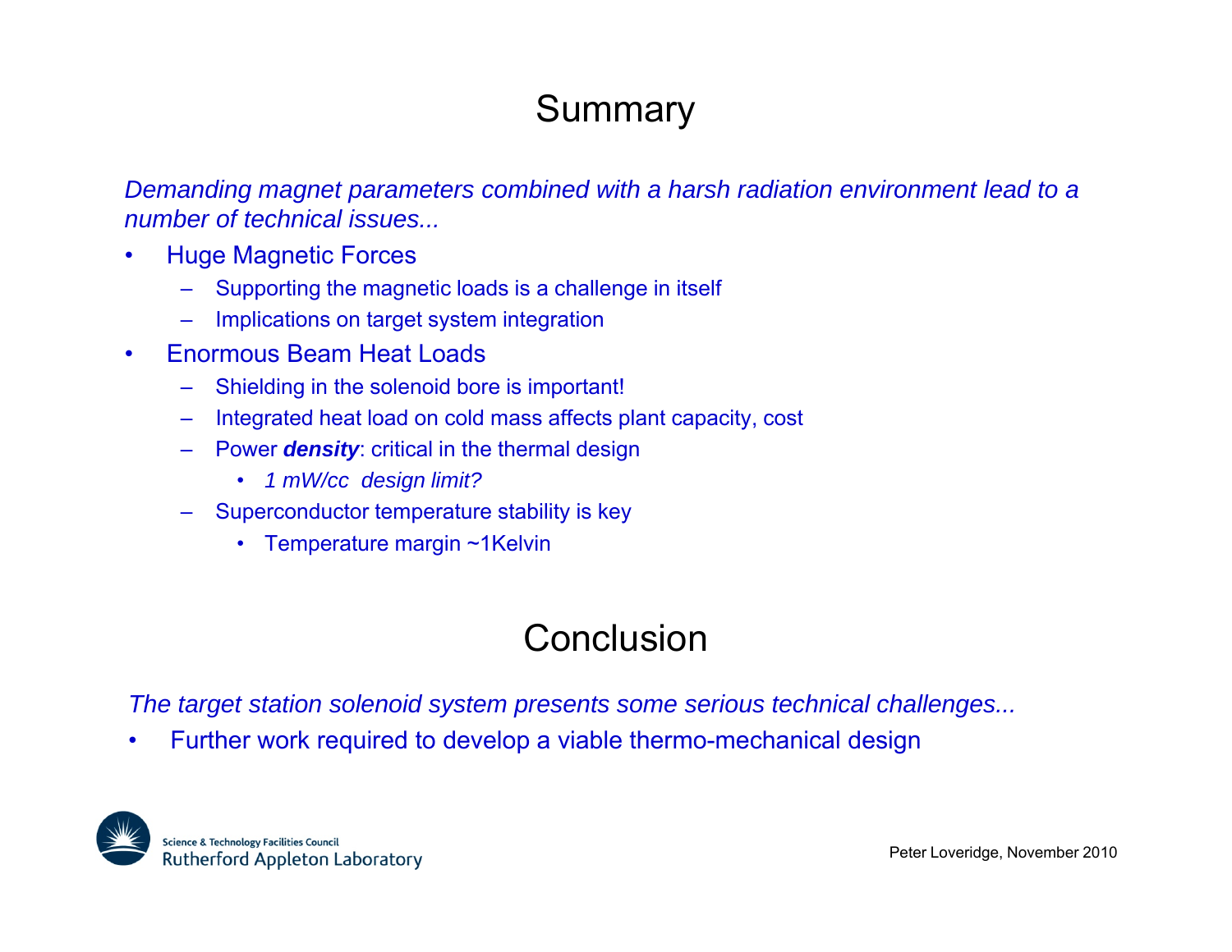# Summary

*Demanding magnet parameters combined with a harsh radiation environment lead to a number of technical issues...*

- Huge Magnetic Forces
  - Supporting the magnetic loads is a challenge in itself
  - Implications on target system integration
- Enormous Beam Heat Loads
  - Shielding in the solenoid bore is important!
  - Integrated heat load on cold mass affects plant capacity, cost
  - Power ***density***: critical in the thermal design
    - *1 mW/cc design limit?*
  - Superconductor temperature stability is key
    - Temperature margin ~1Kelvin

# Conclusion

*The target station solenoid system presents some serious technical challenges...*

- Further work required to develop a viable thermo-mechanical design

Science & Technology Facilities Council
Rutherford Appleton Laboratory

Peter Loveridge, November 2010